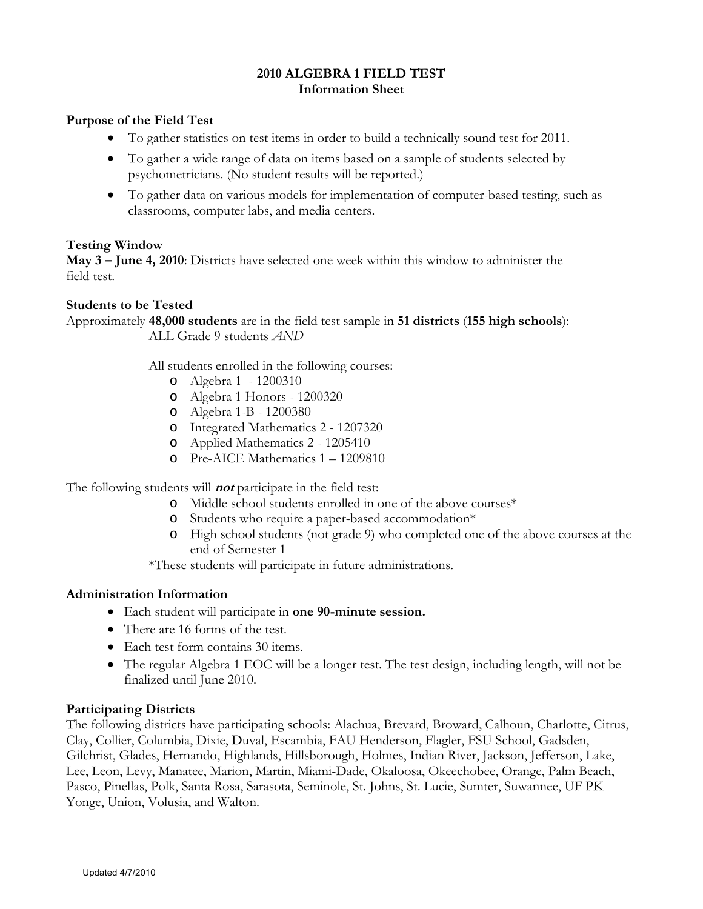# 2010 ALGEBRA 1 FIELD TEST
## Information Sheet

### Purpose of the Field Test

- To gather statistics on test items in order to build a technically sound test for 2011.
- To gather a wide range of data on items based on a sample of students selected by psychometricians. (No student results will be reported.)
- To gather data on various models for implementation of computer-based testing, such as classrooms, computer labs, and media centers.

### Testing Window

**May 3 – June 4, 2010**: Districts have selected one week within this window to administer the field test.

### Students to be Tested

Approximately **48,000 students** are in the field test sample in **51 districts** (**155 high schools**):

ALL Grade 9 students *AND*

All students enrolled in the following courses:

- Algebra 1 - 1200310
- Algebra 1 Honors - 1200320
- Algebra 1-B - 1200380
- Integrated Mathematics 2 - 1207320
- Applied Mathematics 2 - 1205410
- Pre-AICE Mathematics 1 – 1209810

The following students will ***not*** participate in the field test:

- Middle school students enrolled in one of the above courses*
- Students who require a paper-based accommodation*
- High school students (not grade 9) who completed one of the above courses at the end of Semester 1

*These students will participate in future administrations.

### Administration Information

- Each student will participate in **one 90-minute session.**
- There are 16 forms of the test.
- Each test form contains 30 items.
- The regular Algebra 1 EOC will be a longer test. The test design, including length, will not be finalized until June 2010.

### Participating Districts

The following districts have participating schools: Alachua, Brevard, Broward, Calhoun, Charlotte, Citrus, Clay, Collier, Columbia, Dixie, Duval, Escambia, FAU Henderson, Flagler, FSU School, Gadsden, Gilchrist, Glades, Hernando, Highlands, Hillsborough, Holmes, Indian River, Jackson, Jefferson, Lake, Lee, Leon, Levy, Manatee, Marion, Martin, Miami-Dade, Okaloosa, Okeechobee, Orange, Palm Beach, Pasco, Pinellas, Polk, Santa Rosa, Sarasota, Seminole, St. Johns, St. Lucie, Sumter, Suwannee, UF PK Yonge, Union, Volusia, and Walton.

Updated 4/7/2010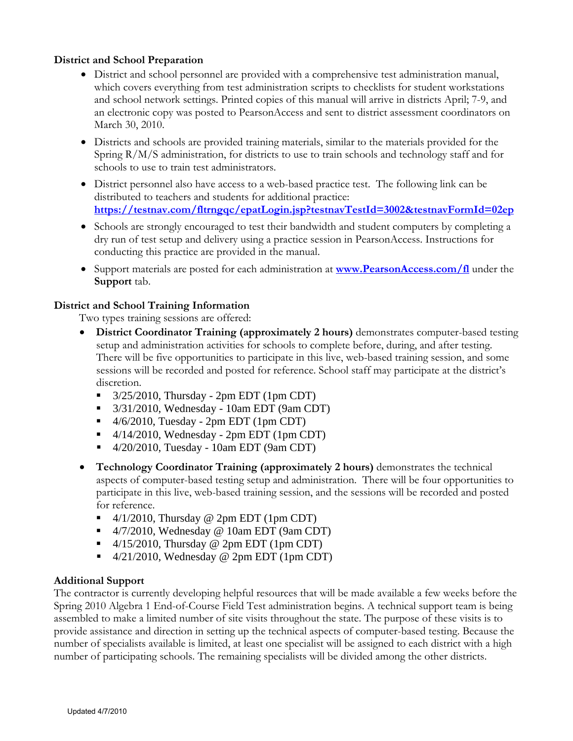**District and School Preparation**

- District and school personnel are provided with a comprehensive test administration manual, which covers everything from test administration scripts to checklists for student workstations and school network settings. Printed copies of this manual will arrive in districts April; 7-9, and an electronic copy was posted to PearsonAccess and sent to district assessment coordinators on March 30, 2010.
- Districts and schools are provided training materials, similar to the materials provided for the Spring R/M/S administration, for districts to use to train schools and technology staff and for schools to use to train test administrators.
- District personnel also have access to a web-based practice test. The following link can be distributed to teachers and students for additional practice: **https://testnav.com/fltrngqc/epatLogin.jsp?testnavTestId=3002&testnavFormId=02ep**
- Schools are strongly encouraged to test their bandwidth and student computers by completing a dry run of test setup and delivery using a practice session in PearsonAccess. Instructions for conducting this practice are provided in the manual.
- Support materials are posted for each administration at **www.PearsonAccess.com/fl** under the **Support** tab.

**District and School Training Information**

Two types training sessions are offered:

- **District Coordinator Training (approximately 2 hours)** demonstrates computer-based testing setup and administration activities for schools to complete before, during, and after testing. There will be five opportunities to participate in this live, web-based training session, and some sessions will be recorded and posted for reference. School staff may participate at the district's discretion.
  - 3/25/2010, Thursday - 2pm EDT (1pm CDT)
  - 3/31/2010, Wednesday - 10am EDT (9am CDT)
  - 4/6/2010, Tuesday - 2pm EDT (1pm CDT)
  - 4/14/2010, Wednesday - 2pm EDT (1pm CDT)
  - 4/20/2010, Tuesday - 10am EDT (9am CDT)
- **Technology Coordinator Training (approximately 2 hours)** demonstrates the technical aspects of computer-based testing setup and administration. There will be four opportunities to participate in this live, web-based training session, and the sessions will be recorded and posted for reference.
  - 4/1/2010, Thursday @ 2pm EDT (1pm CDT)
  - 4/7/2010, Wednesday @ 10am EDT (9am CDT)
  - 4/15/2010, Thursday @ 2pm EDT (1pm CDT)
  - 4/21/2010, Wednesday @ 2pm EDT (1pm CDT)

**Additional Support**

The contractor is currently developing helpful resources that will be made available a few weeks before the Spring 2010 Algebra 1 End-of-Course Field Test administration begins. A technical support team is being assembled to make a limited number of site visits throughout the state. The purpose of these visits is to provide assistance and direction in setting up the technical aspects of computer-based testing. Because the number of specialists available is limited, at least one specialist will be assigned to each district with a high number of participating schools. The remaining specialists will be divided among the other districts.

Updated 4/7/2010